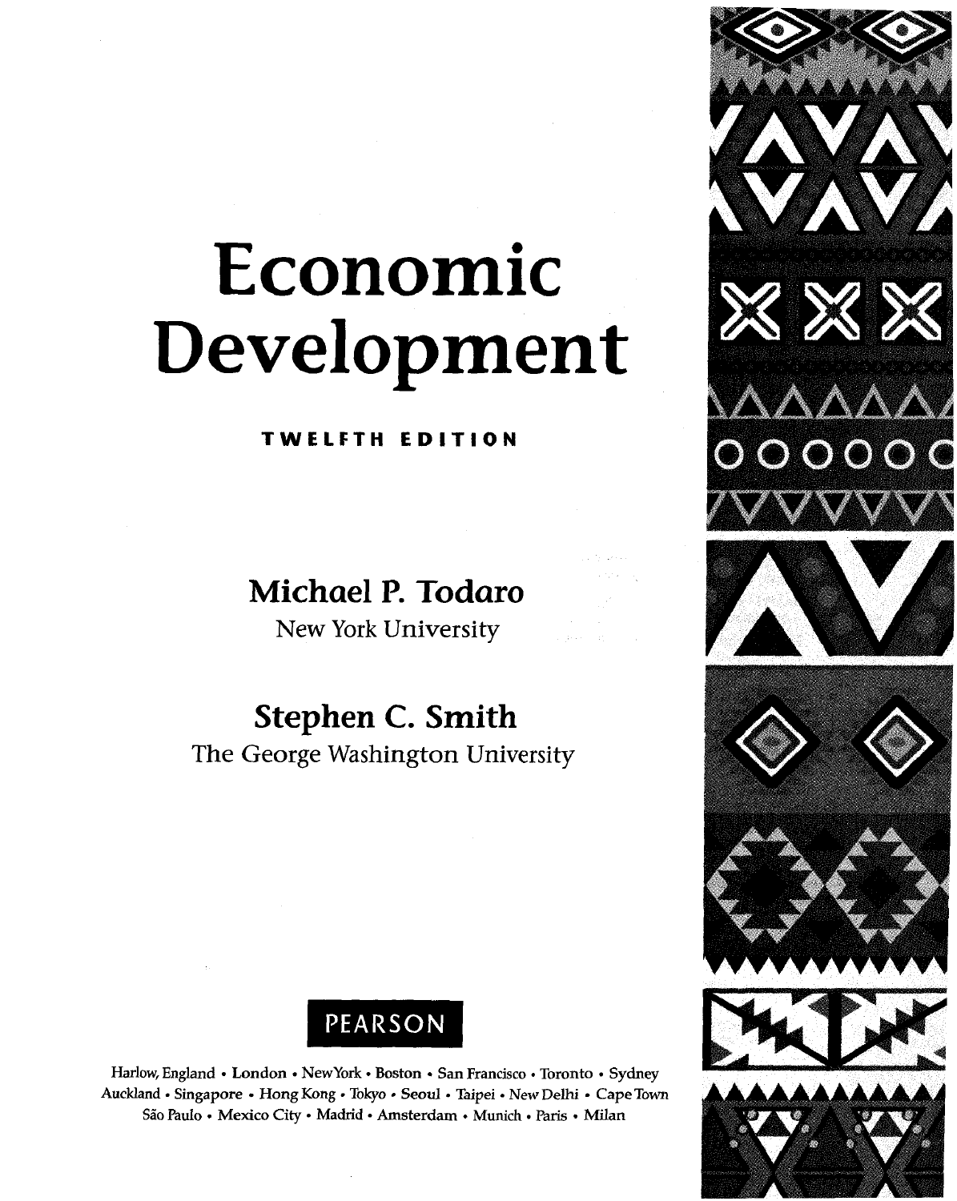# Economic Development

**TWELFTH EDITION**

**Michael P. Todaro**
New York University

**Stephen C. Smith**
The George Washington University

PEARSON

Harlow, England • London • New York • Boston • San Francisco • Toronto • Sydney
Auckland • Singapore • Hong Kong • Tokyo • Seoul • Taipei • New Delhi • Cape Town
São Paulo • Mexico City • Madrid • Amsterdam • Munich • Paris • Milan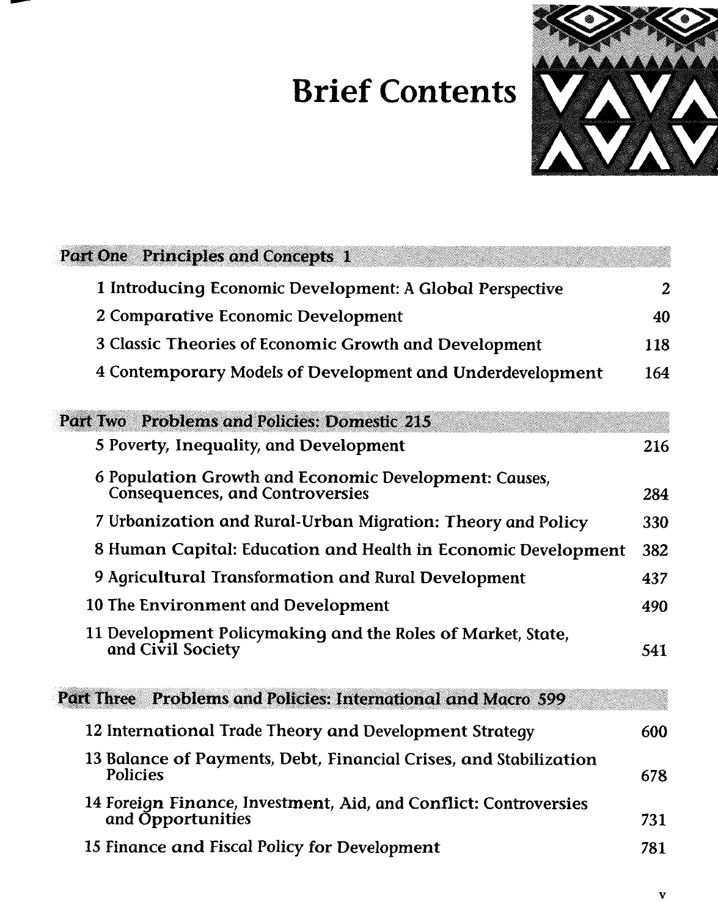# Brief Contents

## Part One Principles and Concepts 1

| | |
|---|---|
| 1 Introducing Economic Development: A Global Perspective | 2 |
| 2 Comparative Economic Development | 40 |
| 3 Classic Theories of Economic Growth and Development | 118 |
| 4 Contemporary Models of Development and Underdevelopment | 164 |

## Part Two Problems and Policies: Domestic 215

| | |
|---|---|
| 5 Poverty, Inequality, and Development | 216 |
| 6 Population Growth and Economic Development: Causes, Consequences, and Controversies | 284 |
| 7 Urbanization and Rural-Urban Migration: Theory and Policy | 330 |
| 8 Human Capital: Education and Health in Economic Development | 382 |
| 9 Agricultural Transformation and Rural Development | 437 |
| 10 The Environment and Development | 490 |
| 11 Development Policymaking and the Roles of Market, State, and Civil Society | 541 |

## Part Three Problems and Policies: International and Macro 599

| | |
|---|---|
| 12 International Trade Theory and Development Strategy | 600 |
| 13 Balance of Payments, Debt, Financial Crises, and Stabilization Policies | 678 |
| 14 Foreign Finance, Investment, Aid, and Conflict: Controversies and Opportunities | 731 |
| 15 Finance and Fiscal Policy for Development | 781 |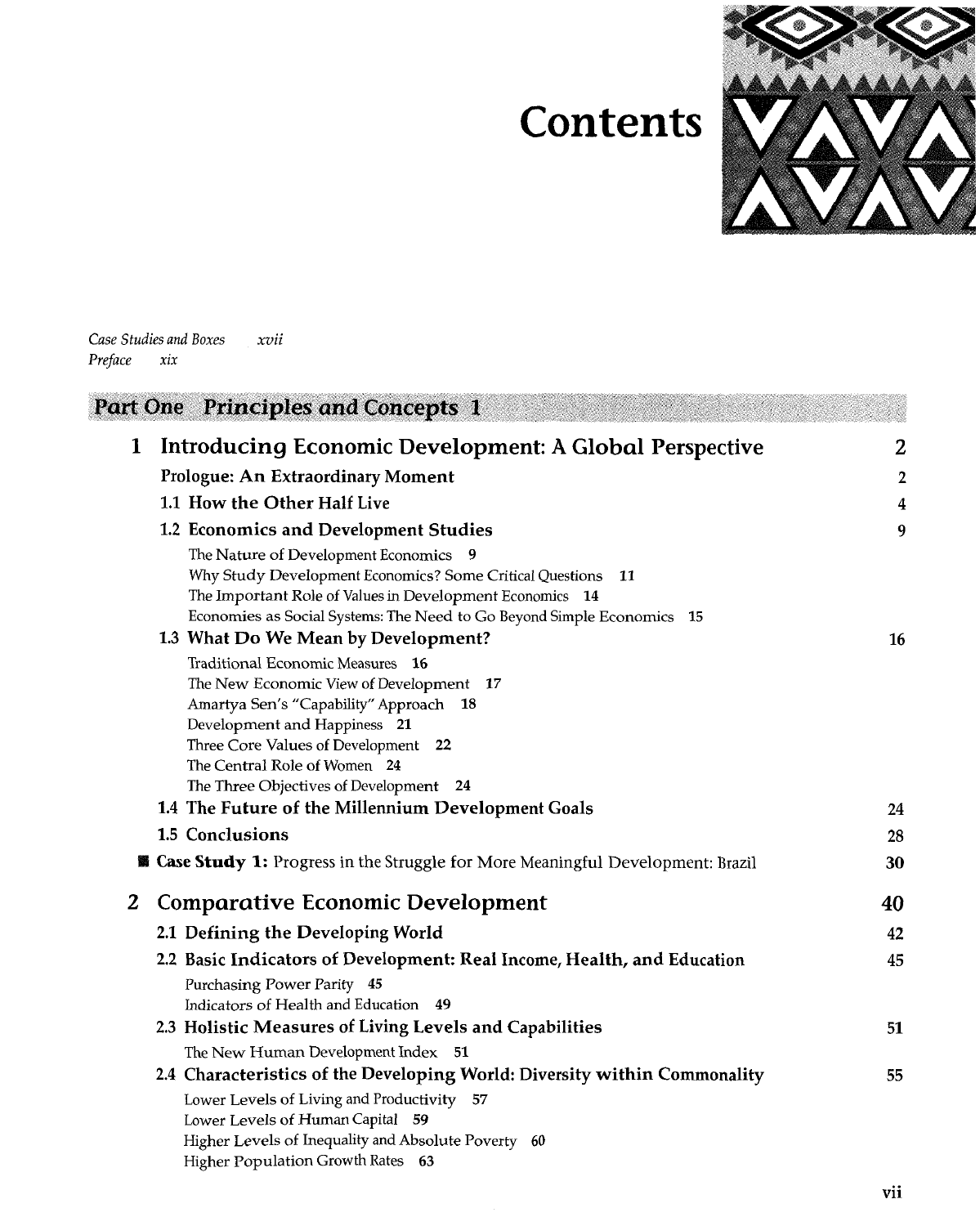# Contents

*Case Studies and Boxes* *xvii*
*Preface* *xix*

## Part One Principles and Concepts 1

### 1 Introducing Economic Development: A Global Perspective 2

**Prologue: An Extraordinary Moment** 2

**1.1 How the Other Half Live** 4

**1.2 Economics and Development Studies** 9

- The Nature of Development Economics 9
- Why Study Development Economics? Some Critical Questions 11
- The Important Role of Values in Development Economics 14
- Economies as Social Systems: The Need to Go Beyond Simple Economics 15

**1.3 What Do We Mean by Development?** 16

- Traditional Economic Measures 16
- The New Economic View of Development 17
- Amartya Sen's "Capability" Approach 18
- Development and Happiness 21
- Three Core Values of Development 22
- The Central Role of Women 24
- The Three Objectives of Development 24

**1.4 The Future of the Millennium Development Goals** 24

**1.5 Conclusions** 28

**Case Study 1:** Progress in the Struggle for More Meaningful Development: Brazil 30

### 2 Comparative Economic Development 40

**2.1 Defining the Developing World** 42

**2.2 Basic Indicators of Development: Real Income, Health, and Education** 45

- Purchasing Power Parity 45
- Indicators of Health and Education 49

**2.3 Holistic Measures of Living Levels and Capabilities** 51

- The New Human Development Index 51

**2.4 Characteristics of the Developing World: Diversity within Commonality** 55

- Lower Levels of Living and Productivity 57
- Lower Levels of Human Capital 59
- Higher Levels of Inequality and Absolute Poverty 60
- Higher Population Growth Rates 63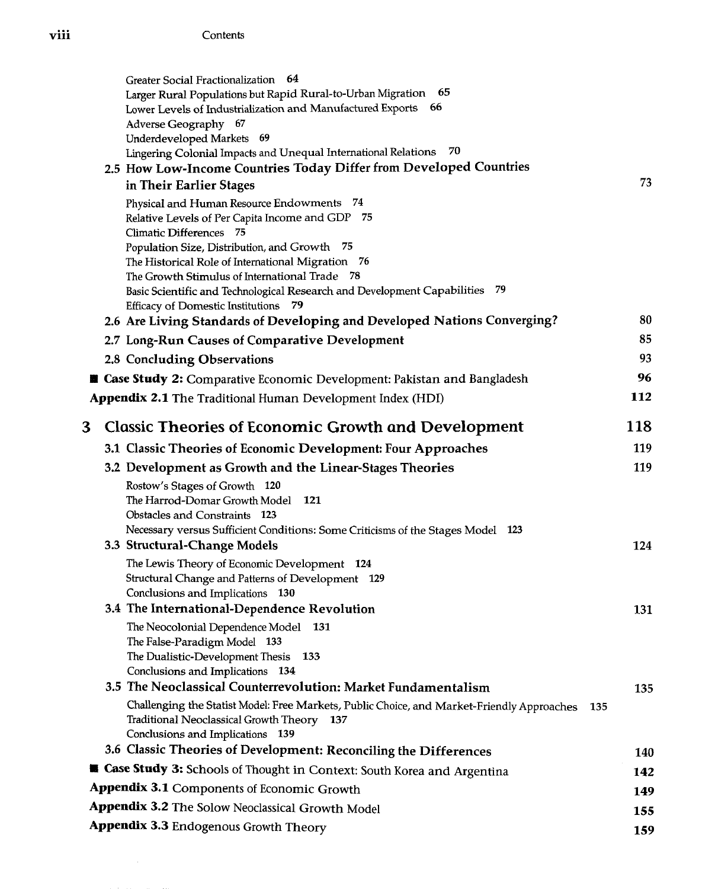Greater Social Fractionalization 64
Larger Rural Populations but Rapid Rural-to-Urban Migration 65
Lower Levels of Industrialization and Manufactured Exports 66
Adverse Geography 67
Underdeveloped Markets 69
Lingering Colonial Impacts and Unequal International Relations 70

**2.5 How Low-Income Countries Today Differ from Developed Countries in Their Earlier Stages** 73

Physical and Human Resource Endowments 74
Relative Levels of Per Capita Income and GDP 75
Climatic Differences 75
Population Size, Distribution, and Growth 75
The Historical Role of International Migration 76
The Growth Stimulus of International Trade 78
Basic Scientific and Technological Research and Development Capabilities 79
Efficacy of Domestic Institutions 79

**2.6 Are Living Standards of Developing and Developed Nations Converging?** 80

**2.7 Long-Run Causes of Comparative Development** 85

**2.8 Concluding Observations** 93

■ **Case Study 2:** Comparative Economic Development: Pakistan and Bangladesh 96

**Appendix 2.1** The Traditional Human Development Index (HDI) 112

## 3 Classic Theories of Economic Growth and Development 118

**3.1 Classic Theories of Economic Development: Four Approaches** 119

**3.2 Development as Growth and the Linear-Stages Theories** 119

Rostow's Stages of Growth 120
The Harrod-Domar Growth Model 121
Obstacles and Constraints 123
Necessary versus Sufficient Conditions: Some Criticisms of the Stages Model 123

**3.3 Structural-Change Models** 124

The Lewis Theory of Economic Development 124
Structural Change and Patterns of Development 129
Conclusions and Implications 130

**3.4 The International-Dependence Revolution** 131

The Neocolonial Dependence Model 131
The False-Paradigm Model 133
The Dualistic-Development Thesis 133
Conclusions and Implications 134

**3.5 The Neoclassical Counterrevolution: Market Fundamentalism** 135

Challenging the Statist Model: Free Markets, Public Choice, and Market-Friendly Approaches 135
Traditional Neoclassical Growth Theory 137
Conclusions and Implications 139

**3.6 Classic Theories of Development: Reconciling the Differences** 140

■ **Case Study 3:** Schools of Thought in Context: South Korea and Argentina 142

**Appendix 3.1** Components of Economic Growth 149

**Appendix 3.2** The Solow Neoclassical Growth Model 155

**Appendix 3.3** Endogenous Growth Theory 159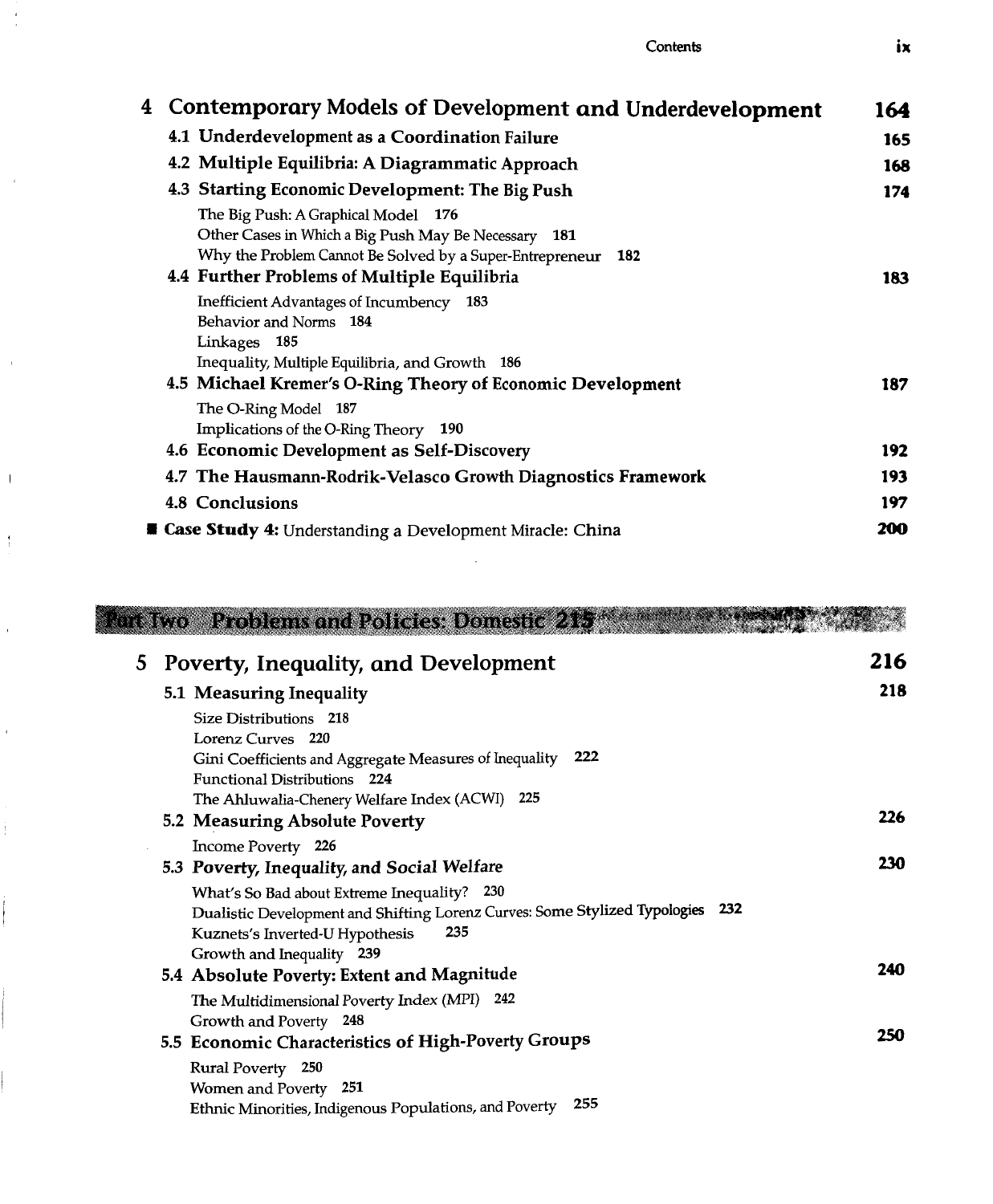## 4 Contemporary Models of Development and Underdevelopment 164

**4.1 Underdevelopment as a Coordination Failure** 165

**4.2 Multiple Equilibria: A Diagrammatic Approach** 168

**4.3 Starting Economic Development: The Big Push** 174

- The Big Push: A Graphical Model 176
- Other Cases in Which a Big Push May Be Necessary 181
- Why the Problem Cannot Be Solved by a Super-Entrepreneur 182

**4.4 Further Problems of Multiple Equilibria** 183

- Inefficient Advantages of Incumbency 183
- Behavior and Norms 184
- Linkages 185
- Inequality, Multiple Equilibria, and Growth 186

**4.5 Michael Kremer's O-Ring Theory of Economic Development** 187

- The O-Ring Model 187
- Implications of the O-Ring Theory 190

**4.6 Economic Development as Self-Discovery** 192

**4.7 The Hausmann-Rodrik-Velasco Growth Diagnostics Framework** 193

**4.8 Conclusions** 197

■ **Case Study 4:** Understanding a Development Miracle: China 200

# Part Two Problems and Policies: Domestic 215

## 5 Poverty, Inequality, and Development 216

**5.1 Measuring Inequality** 218

- Size Distributions 218
- Lorenz Curves 220
- Gini Coefficients and Aggregate Measures of Inequality 222
- Functional Distributions 224
- The Ahluwalia-Chenery Welfare Index (ACWI) 225

**5.2 Measuring Absolute Poverty** 226

- Income Poverty 226

**5.3 Poverty, Inequality, and Social Welfare** 230

- What's So Bad about Extreme Inequality? 230
- Dualistic Development and Shifting Lorenz Curves: Some Stylized Typologies 232
- Kuznets's Inverted-U Hypothesis 235
- Growth and Inequality 239

**5.4 Absolute Poverty: Extent and Magnitude** 240

- The Multidimensional Poverty Index (MPI) 242
- Growth and Poverty 248

**5.5 Economic Characteristics of High-Poverty Groups** 250

- Rural Poverty 250
- Women and Poverty 251
- Ethnic Minorities, Indigenous Populations, and Poverty 255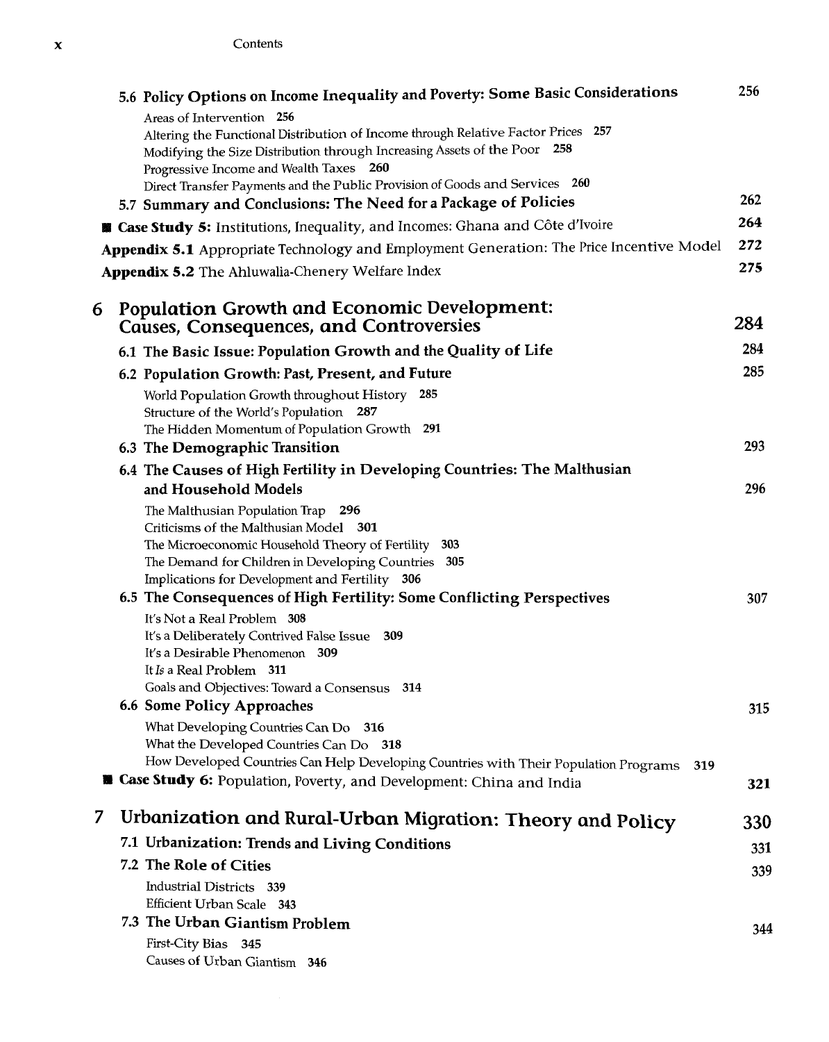5.6 **Policy Options on Income Inequality and Poverty: Some Basic Considerations** 256

Areas of Intervention 256
Altering the Functional Distribution of Income through Relative Factor Prices 257
Modifying the Size Distribution through Increasing Assets of the Poor 258
Progressive Income and Wealth Taxes 260
Direct Transfer Payments and the Public Provision of Goods and Services 260

5.7 **Summary and Conclusions: The Need for a Package of Policies** 262

■ **Case Study 5:** Institutions, Inequality, and Incomes: Ghana and Côte d'Ivoire 264

**Appendix 5.1** Appropriate Technology and Employment Generation: The Price Incentive Model 272

**Appendix 5.2** The Ahluwalia-Chenery Welfare Index 275

## 6 Population Growth and Economic Development: Causes, Consequences, and Controversies 284

6.1 **The Basic Issue: Population Growth and the Quality of Life** 284

6.2 **Population Growth: Past, Present, and Future** 285

World Population Growth throughout History 285
Structure of the World's Population 287
The Hidden Momentum of Population Growth 291

6.3 **The Demographic Transition** 293

6.4 **The Causes of High Fertility in Developing Countries: The Malthusian and Household Models** 296

The Malthusian Population Trap 296
Criticisms of the Malthusian Model 301
The Microeconomic Household Theory of Fertility 303
The Demand for Children in Developing Countries 305
Implications for Development and Fertility 306

6.5 **The Consequences of High Fertility: Some Conflicting Perspectives** 307

It's Not a Real Problem 308
It's a Deliberately Contrived False Issue 309
It's a Desirable Phenomenon 309
It *Is* a Real Problem 311
Goals and Objectives: Toward a Consensus 314

6.6 **Some Policy Approaches** 315

What Developing Countries Can Do 316
What the Developed Countries Can Do 318
How Developed Countries Can Help Developing Countries with Their Population Programs 319

■ **Case Study 6:** Population, Poverty, and Development: China and India 321

## 7 Urbanization and Rural-Urban Migration: Theory and Policy 330

7.1 **Urbanization: Trends and Living Conditions** 331

7.2 **The Role of Cities** 339

Industrial Districts 339
Efficient Urban Scale 343

7.3 **The Urban Giantism Problem** 344

First-City Bias 345
Causes of Urban Giantism 346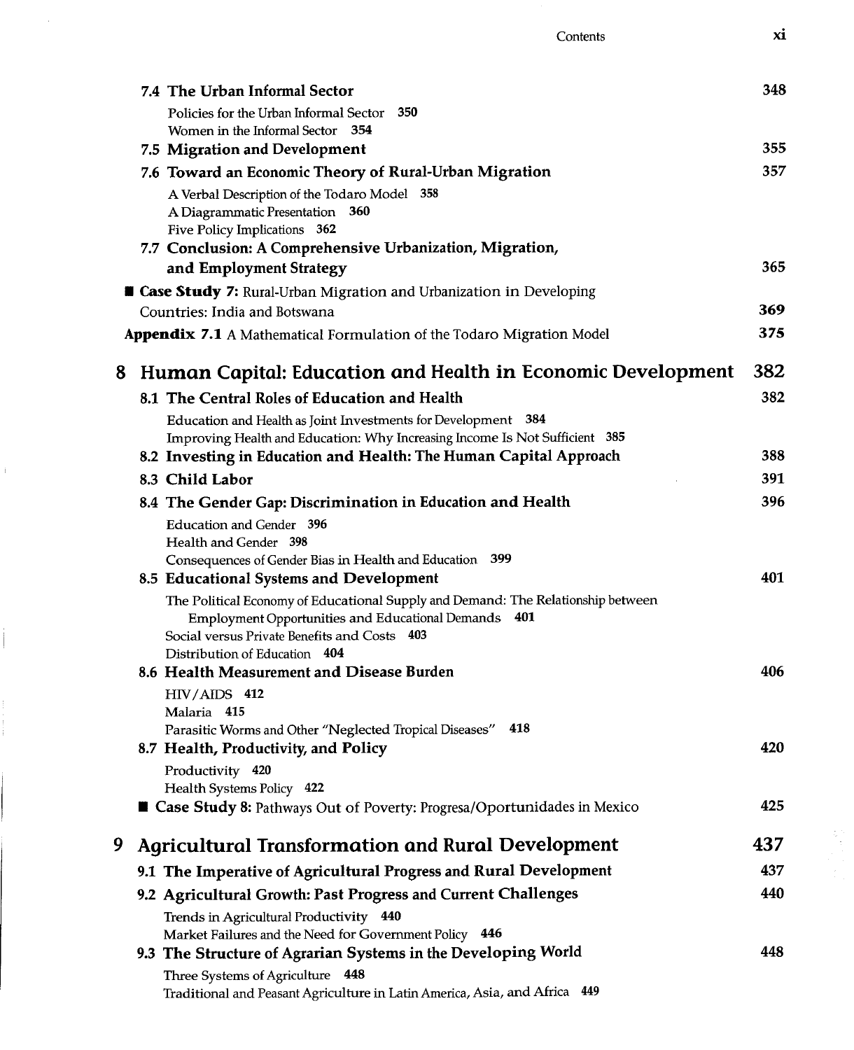7.4 **The Urban Informal Sector** 348

Policies for the Urban Informal Sector 350
Women in the Informal Sector 354

7.5 **Migration and Development** 355

7.6 **Toward an Economic Theory of Rural-Urban Migration** 357

A Verbal Description of the Todaro Model 358
A Diagrammatic Presentation 360
Five Policy Implications 362

7.7 **Conclusion: A Comprehensive Urbanization, Migration, and Employment Strategy** 365

■ **Case Study 7:** Rural-Urban Migration and Urbanization in Developing Countries: India and Botswana 369

**Appendix 7.1** A Mathematical Formulation of the Todaro Migration Model 375

## 8 Human Capital: Education and Health in Economic Development 382

8.1 **The Central Roles of Education and Health** 382

Education and Health as Joint Investments for Development 384
Improving Health and Education: Why Increasing Income Is Not Sufficient 385

8.2 **Investing in Education and Health: The Human Capital Approach** 388

8.3 **Child Labor** 391

8.4 **The Gender Gap: Discrimination in Education and Health** 396

Education and Gender 396
Health and Gender 398
Consequences of Gender Bias in Health and Education 399

8.5 **Educational Systems and Development** 401

The Political Economy of Educational Supply and Demand: The Relationship between Employment Opportunities and Educational Demands 401
Social versus Private Benefits and Costs 403
Distribution of Education 404

8.6 **Health Measurement and Disease Burden** 406

HIV/AIDS 412
Malaria 415
Parasitic Worms and Other "Neglected Tropical Diseases" 418

8.7 **Health, Productivity, and Policy** 420

Productivity 420
Health Systems Policy 422

■ **Case Study 8:** Pathways Out of Poverty: Progresa/Oportunidades in Mexico 425

## 9 Agricultural Transformation and Rural Development 437

9.1 **The Imperative of Agricultural Progress and Rural Development** 437

9.2 **Agricultural Growth: Past Progress and Current Challenges** 440

Trends in Agricultural Productivity 440
Market Failures and the Need for Government Policy 446

9.3 **The Structure of Agrarian Systems in the Developing World** 448

Three Systems of Agriculture 448
Traditional and Peasant Agriculture in Latin America, Asia, and Africa 449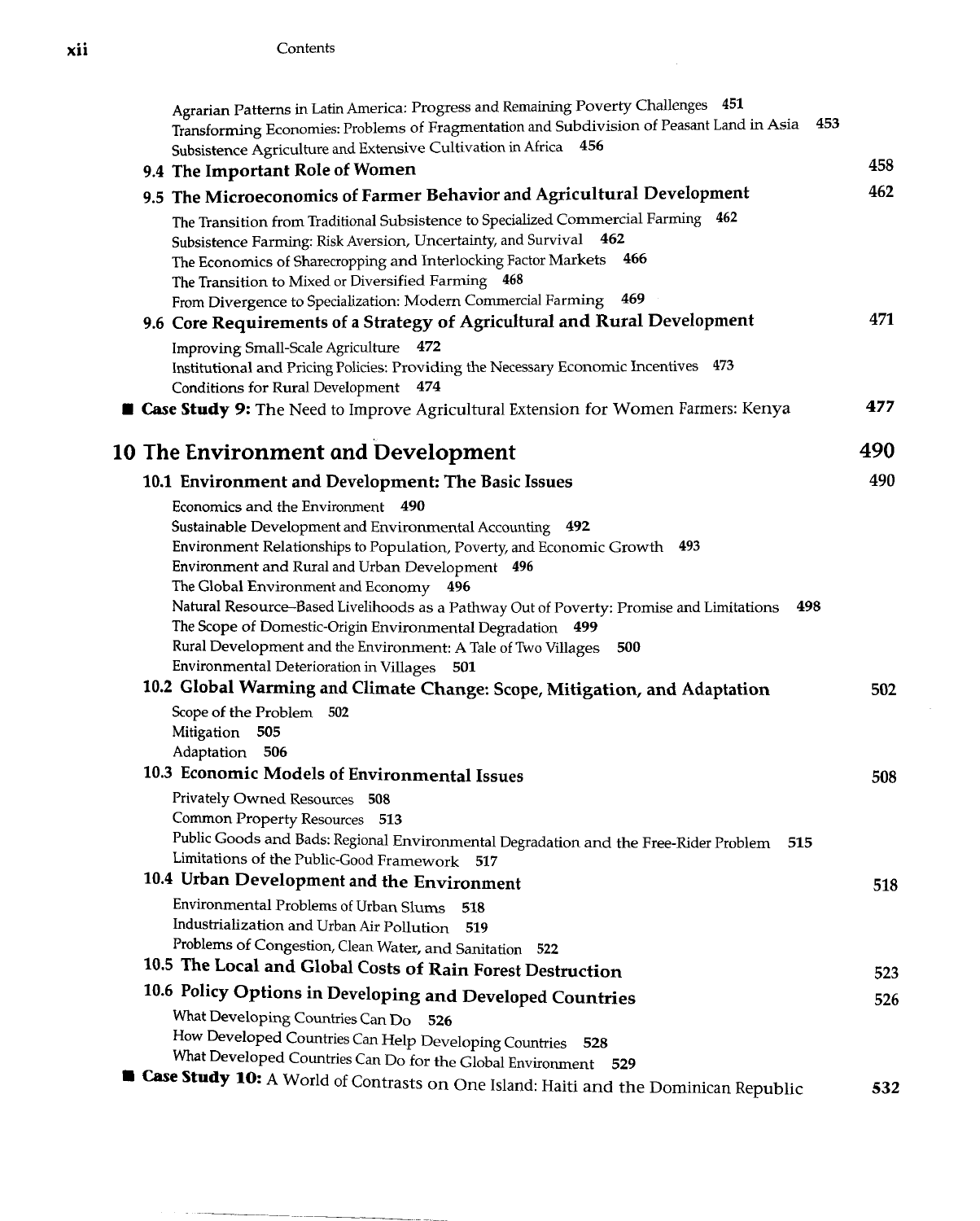Agrarian Patterns in Latin America: Progress and Remaining Poverty Challenges 451
Transforming Economies: Problems of Fragmentation and Subdivision of Peasant Land in Asia 453
Subsistence Agriculture and Extensive Cultivation in Africa 456

**9.4 The Important Role of Women** 458

**9.5 The Microeconomics of Farmer Behavior and Agricultural Development** 462

The Transition from Traditional Subsistence to Specialized Commercial Farming 462
Subsistence Farming: Risk Aversion, Uncertainty, and Survival 462
The Economics of Sharecropping and Interlocking Factor Markets 466
The Transition to Mixed or Diversified Farming 468
From Divergence to Specialization: Modern Commercial Farming 469

**9.6 Core Requirements of a Strategy of Agricultural and Rural Development** 471

Improving Small-Scale Agriculture 472
Institutional and Pricing Policies: Providing the Necessary Economic Incentives 473
Conditions for Rural Development 474

■ **Case Study 9:** The Need to Improve Agricultural Extension for Women Farmers: Kenya 477

## 10 The Environment and Development 490

**10.1 Environment and Development: The Basic Issues** 490

Economics and the Environment 490
Sustainable Development and Environmental Accounting 492
Environment Relationships to Population, Poverty, and Economic Growth 493
Environment and Rural and Urban Development 496
The Global Environment and Economy 496
Natural Resource–Based Livelihoods as a Pathway Out of Poverty: Promise and Limitations 498
The Scope of Domestic-Origin Environmental Degradation 499
Rural Development and the Environment: A Tale of Two Villages 500
Environmental Deterioration in Villages 501

**10.2 Global Warming and Climate Change: Scope, Mitigation, and Adaptation** 502

Scope of the Problem 502
Mitigation 505
Adaptation 506

**10.3 Economic Models of Environmental Issues** 508

Privately Owned Resources 508
Common Property Resources 513
Public Goods and Bads: Regional Environmental Degradation and the Free-Rider Problem 515
Limitations of the Public-Good Framework 517

**10.4 Urban Development and the Environment** 518

Environmental Problems of Urban Slums 518
Industrialization and Urban Air Pollution 519
Problems of Congestion, Clean Water, and Sanitation 522

**10.5 The Local and Global Costs of Rain Forest Destruction** 523

**10.6 Policy Options in Developing and Developed Countries** 526

What Developing Countries Can Do 526
How Developed Countries Can Help Developing Countries 528
What Developed Countries Can Do for the Global Environment 529

■ **Case Study 10:** A World of Contrasts on One Island: Haiti and the Dominican Republic 532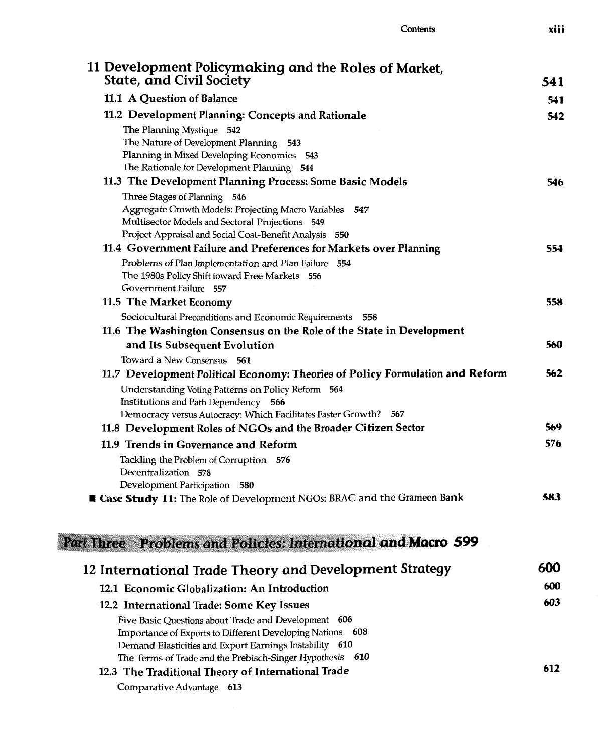## 11 Development Policymaking and the Roles of Market, State, and Civil Society 541

**11.1 A Question of Balance** 541

**11.2 Development Planning: Concepts and Rationale** 542

- The Planning Mystique 542
- The Nature of Development Planning 543
- Planning in Mixed Developing Economies 543
- The Rationale for Development Planning 544

**11.3 The Development Planning Process: Some Basic Models** 546

- Three Stages of Planning 546
- Aggregate Growth Models: Projecting Macro Variables 547
- Multisector Models and Sectoral Projections 549
- Project Appraisal and Social Cost-Benefit Analysis 550

**11.4 Government Failure and Preferences for Markets over Planning** 554

- Problems of Plan Implementation and Plan Failure 554
- The 1980s Policy Shift toward Free Markets 556
- Government Failure 557

**11.5 The Market Economy** 558

- Sociocultural Preconditions and Economic Requirements 558

**11.6 The Washington Consensus on the Role of the State in Development and Its Subsequent Evolution** 560

- Toward a New Consensus 561

**11.7 Development Political Economy: Theories of Policy Formulation and Reform** 562

- Understanding Voting Patterns on Policy Reform 564
- Institutions and Path Dependency 566
- Democracy versus Autocracy: Which Facilitates Faster Growth? 567

**11.8 Development Roles of NGOs and the Broader Citizen Sector** 569

**11.9 Trends in Governance and Reform** 576

- Tackling the Problem of Corruption 576
- Decentralization 578
- Development Participation 580

■ **Case Study 11:** The Role of Development NGOs: BRAC and the Grameen Bank 583

# Part Three Problems and Policies: International and Macro 599

## 12 International Trade Theory and Development Strategy 600

**12.1 Economic Globalization: An Introduction** 600

**12.2 International Trade: Some Key Issues** 603

- Five Basic Questions about Trade and Development 606
- Importance of Exports to Different Developing Nations 608
- Demand Elasticities and Export Earnings Instability 610
- The Terms of Trade and the Prebisch-Singer Hypothesis 610

**12.3 The Traditional Theory of International Trade** 612

- Comparative Advantage 613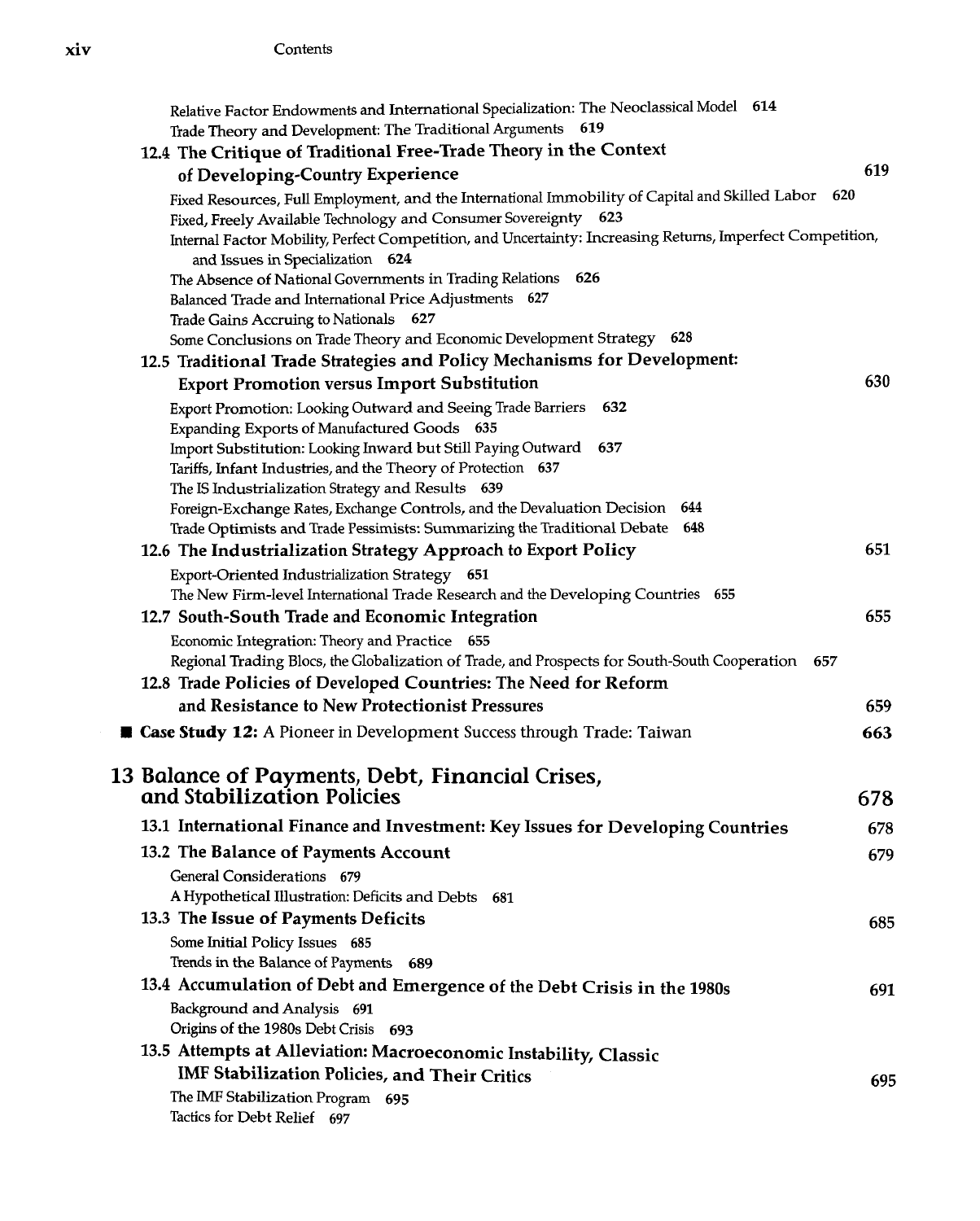Relative Factor Endowments and International Specialization: The Neoclassical Model 614
Trade Theory and Development: The Traditional Arguments 619

**12.4 The Critique of Traditional Free-Trade Theory in the Context of Developing-Country Experience** 619

Fixed Resources, Full Employment, and the International Immobility of Capital and Skilled Labor 620
Fixed, Freely Available Technology and Consumer Sovereignty 623
Internal Factor Mobility, Perfect Competition, and Uncertainty: Increasing Returns, Imperfect Competition, and Issues in Specialization 624
The Absence of National Governments in Trading Relations 626
Balanced Trade and International Price Adjustments 627
Trade Gains Accruing to Nationals 627
Some Conclusions on Trade Theory and Economic Development Strategy 628

**12.5 Traditional Trade Strategies and Policy Mechanisms for Development: Export Promotion versus Import Substitution** 630

Export Promotion: Looking Outward and Seeing Trade Barriers 632
Expanding Exports of Manufactured Goods 635
Import Substitution: Looking Inward but Still Paying Outward 637
Tariffs, Infant Industries, and the Theory of Protection 637
The IS Industrialization Strategy and Results 639
Foreign-Exchange Rates, Exchange Controls, and the Devaluation Decision 644
Trade Optimists and Trade Pessimists: Summarizing the Traditional Debate 648

**12.6 The Industrialization Strategy Approach to Export Policy** 651

Export-Oriented Industrialization Strategy 651
The New Firm-level International Trade Research and the Developing Countries 655

**12.7 South-South Trade and Economic Integration** 655

Economic Integration: Theory and Practice 655
Regional Trading Blocs, the Globalization of Trade, and Prospects for South-South Cooperation 657

**12.8 Trade Policies of Developed Countries: The Need for Reform and Resistance to New Protectionist Pressures** 659

■ **Case Study 12:** A Pioneer in Development Success through Trade: Taiwan **663**

## 13 Balance of Payments, Debt, Financial Crises, and Stabilization Policies 678

**13.1 International Finance and Investment: Key Issues for Developing Countries** 678

**13.2 The Balance of Payments Account** 679

General Considerations 679
A Hypothetical Illustration: Deficits and Debts 681

**13.3 The Issue of Payments Deficits** 685

Some Initial Policy Issues 685
Trends in the Balance of Payments 689

**13.4 Accumulation of Debt and Emergence of the Debt Crisis in the 1980s** 691

Background and Analysis 691
Origins of the 1980s Debt Crisis 693

**13.5 Attempts at Alleviation: Macroeconomic Instability, Classic IMF Stabilization Policies, and Their Critics** 695

The IMF Stabilization Program 695
Tactics for Debt Relief 697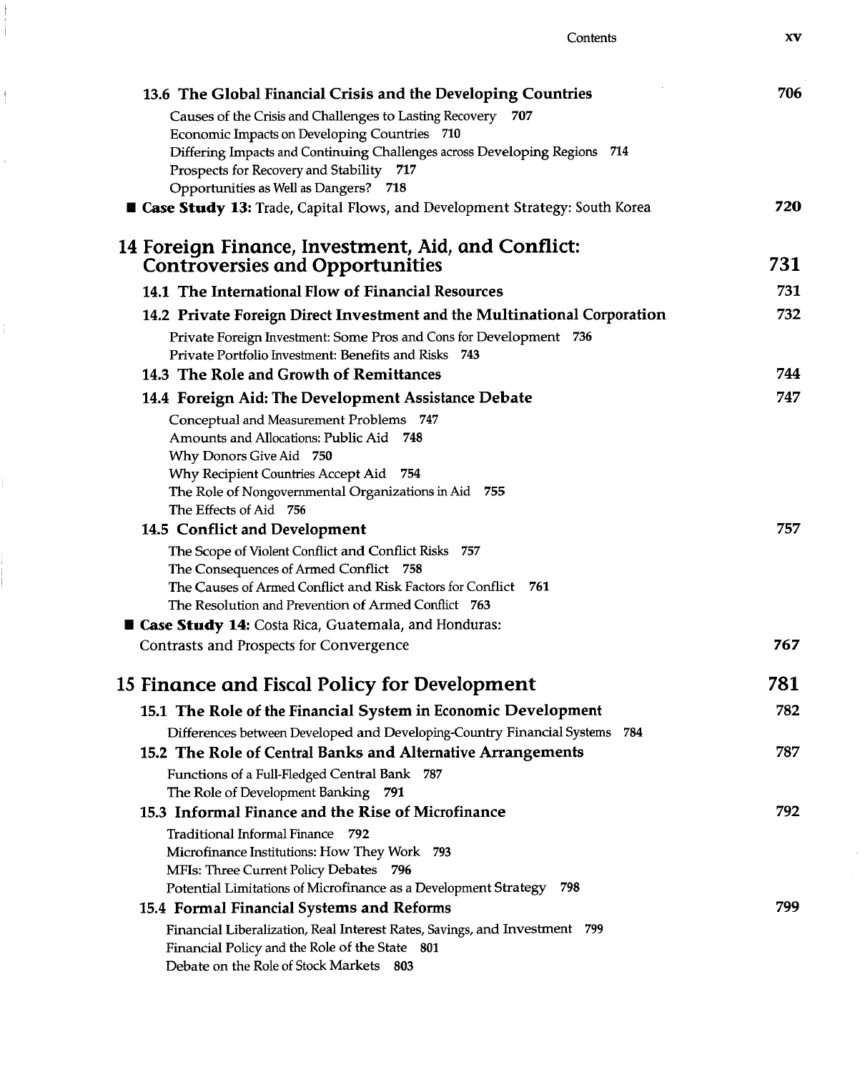### 13.6 The Global Financial Crisis and the Developing Countries 706

Causes of the Crisis and Challenges to Lasting Recovery 707
Economic Impacts on Developing Countries 710
Differing Impacts and Continuing Challenges across Developing Regions 714
Prospects for Recovery and Stability 717
Opportunities as Well as Dangers? 718

■ **Case Study 13:** Trade, Capital Flows, and Development Strategy: South Korea 720

## 14 Foreign Finance, Investment, Aid, and Conflict: Controversies and Opportunities 731

### 14.1 The International Flow of Financial Resources 731

### 14.2 Private Foreign Direct Investment and the Multinational Corporation 732

Private Foreign Investment: Some Pros and Cons for Development 736
Private Portfolio Investment: Benefits and Risks 743

### 14.3 The Role and Growth of Remittances 744

### 14.4 Foreign Aid: The Development Assistance Debate 747

Conceptual and Measurement Problems 747
Amounts and Allocations: Public Aid 748
Why Donors Give Aid 750
Why Recipient Countries Accept Aid 754
The Role of Nongovernmental Organizations in Aid 755
The Effects of Aid 756

### 14.5 Conflict and Development 757

The Scope of Violent Conflict and Conflict Risks 757
The Consequences of Armed Conflict 758
The Causes of Armed Conflict and Risk Factors for Conflict 761
The Resolution and Prevention of Armed Conflict 763

■ **Case Study 14:** Costa Rica, Guatemala, and Honduras: Contrasts and Prospects for Convergence 767

## 15 Finance and Fiscal Policy for Development 781

### 15.1 The Role of the Financial System in Economic Development 782

Differences between Developed and Developing-Country Financial Systems 784

### 15.2 The Role of Central Banks and Alternative Arrangements 787

Functions of a Full-Fledged Central Bank 787
The Role of Development Banking 791

### 15.3 Informal Finance and the Rise of Microfinance 792

Traditional Informal Finance 792
Microfinance Institutions: How They Work 793
MFIs: Three Current Policy Debates 796
Potential Limitations of Microfinance as a Development Strategy 798

### 15.4 Formal Financial Systems and Reforms 799

Financial Liberalization, Real Interest Rates, Savings, and Investment 799
Financial Policy and the Role of the State 801
Debate on the Role of Stock Markets 803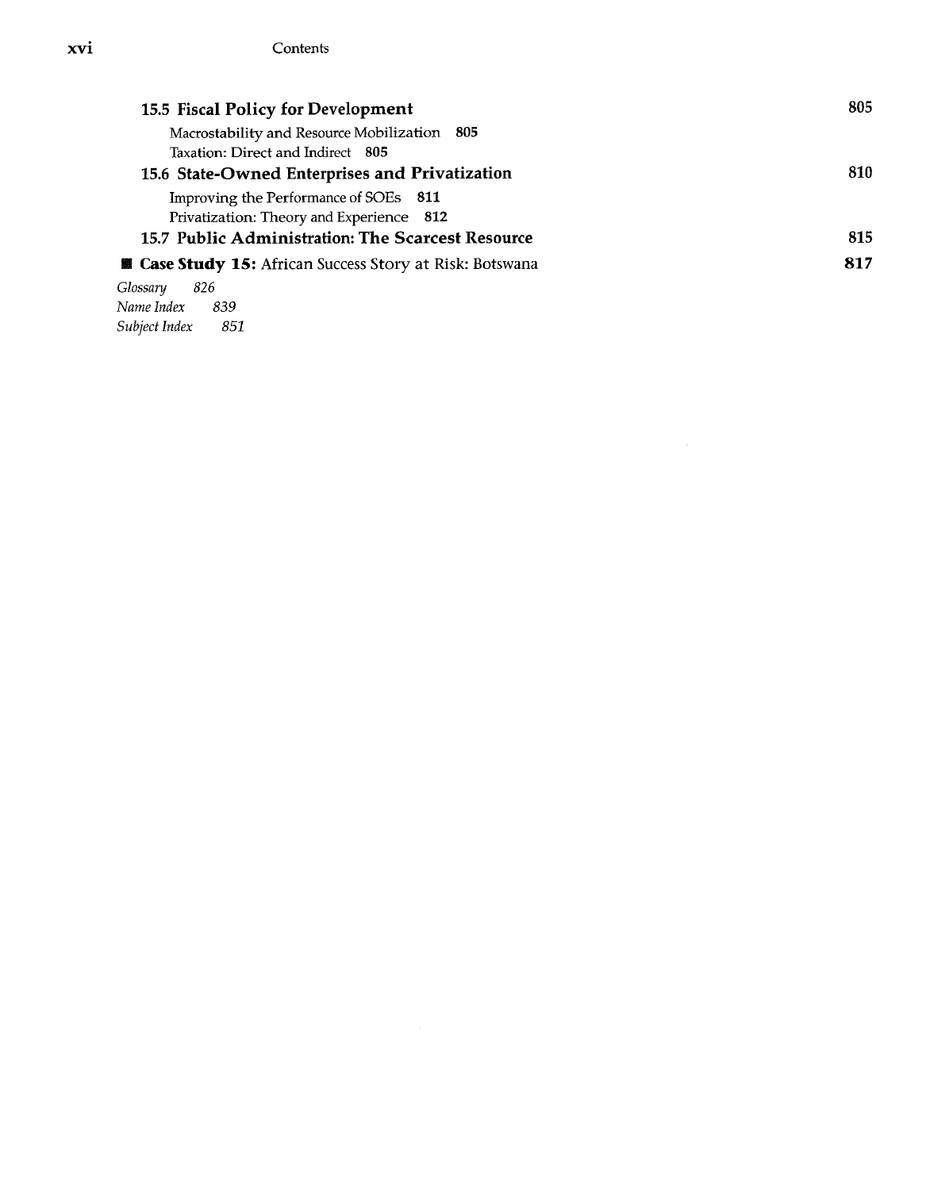**15.5 Fiscal Policy for Development** 805

Macrostability and Resource Mobilization 805
Taxation: Direct and Indirect 805

**15.6 State-Owned Enterprises and Privatization** 810

Improving the Performance of SOEs 811
Privatization: Theory and Experience 812

**15.7 Public Administration: The Scarcest Resource** 815

■ **Case Study 15:** African Success Story at Risk: Botswana **817**

*Glossary* 826
*Name Index* 839
*Subject Index* 851